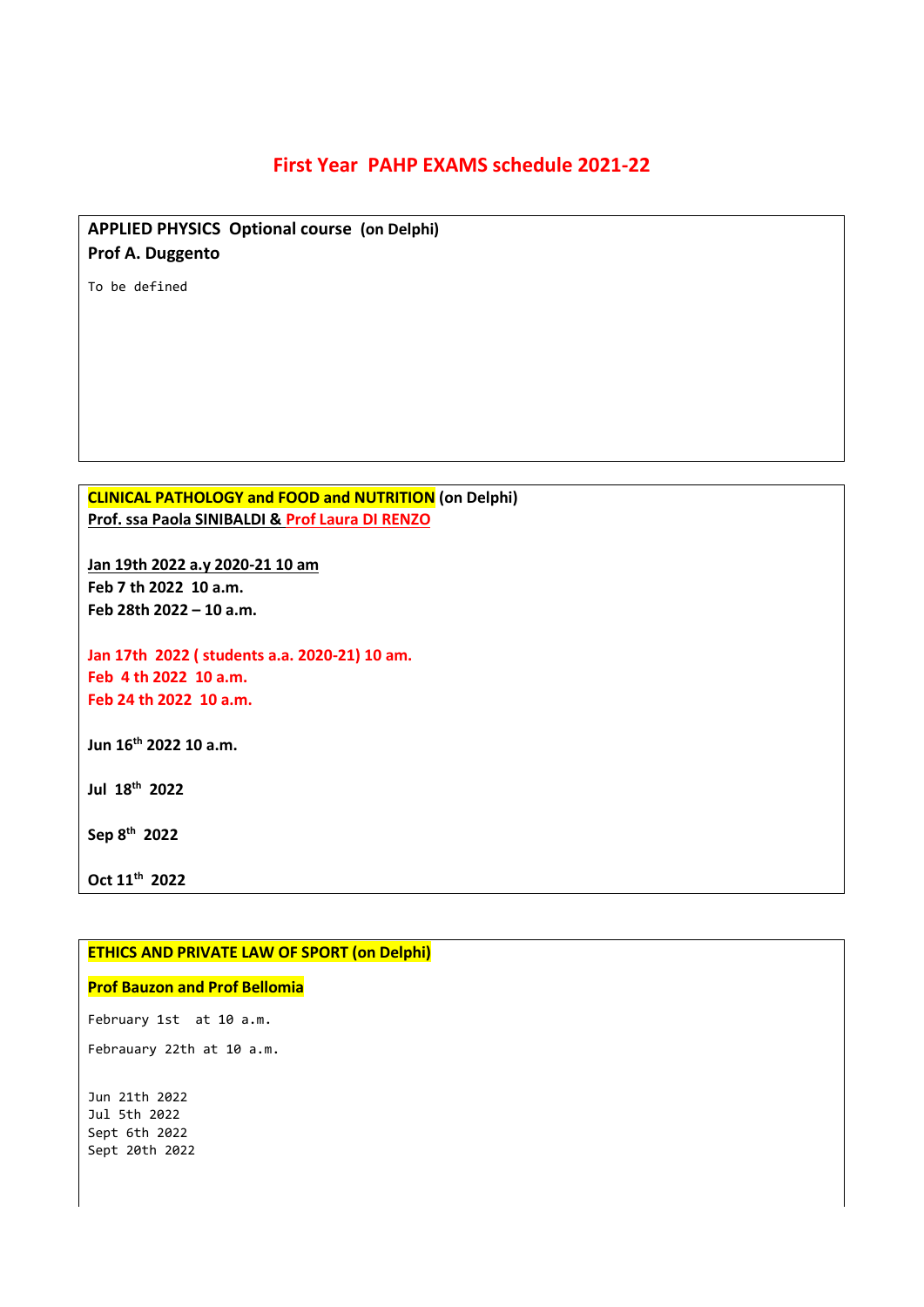# First Year PAHP EXAMS schedule 2021-22

**APPLIED PHYSICS Optional course (on Delphi)**
**Prof A. Duggento**

To be defined

**CLINICAL PATHOLOGY and FOOD and NUTRITION (on Delphi)**
**Prof. ssa Paola SINIBALDI & Prof Laura DI RENZO**

**Jan 19th 2022 a.y 2020-21 10 am**
**Feb 7 th 2022 10 a.m.**
**Feb 28th 2022 – 10 a.m.**

**Jan 17th 2022 ( students a.a. 2020-21) 10 am.**
**Feb 4 th 2022 10 a.m.**
**Feb 24 th 2022 10 a.m.**

**Jun 16th 2022 10 a.m.**

**Jul 18th 2022**

**Sep 8th 2022**

**Oct 11th 2022**

**ETHICS AND PRIVATE LAW OF SPORT (on Delphi)**

**Prof Bauzon and Prof Bellomia**

February 1st at 10 a.m.

Febrauary 22th at 10 a.m.

Jun 21th 2022
Jul 5th 2022
Sept 6th 2022
Sept 20th 2022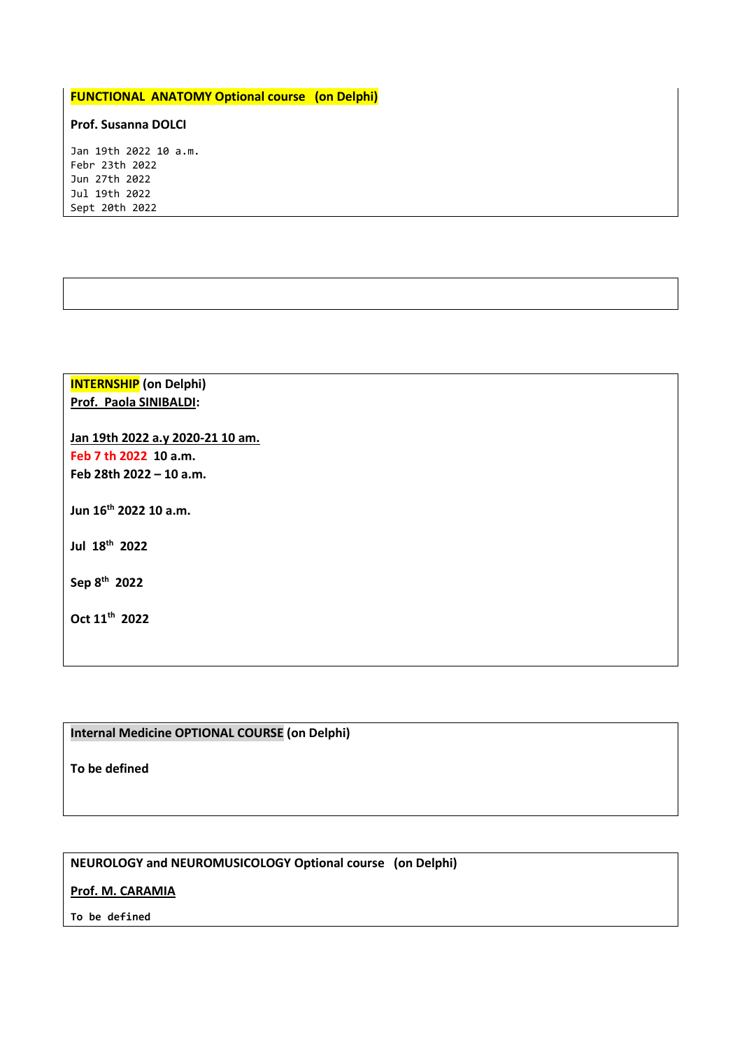**FUNCTIONAL ANATOMY Optional course (on Delphi)**

**Prof. Susanna DOLCI**

Jan 19th 2022 10 a.m.
Febr 23th 2022
Jun 27th 2022
Jul 19th 2022
Sept 20th 2022

**INTERNSHIP (on Delphi)**
**Prof. Paola SINIBALDI:**

**Jan 19th 2022 a.y 2020-21 10 am.**
**Feb 7 th 2022 10 a.m.**
**Feb 28th 2022 – 10 a.m.**

**Jun 16th 2022 10 a.m.**

**Jul 18th 2022**

**Sep 8th 2022**

**Oct 11th 2022**

**Internal Medicine OPTIONAL COURSE (on Delphi)**

**To be defined**

**NEUROLOGY and NEUROMUSICOLOGY Optional course (on Delphi)**

**Prof. M. CARAMIA**

**To be defined**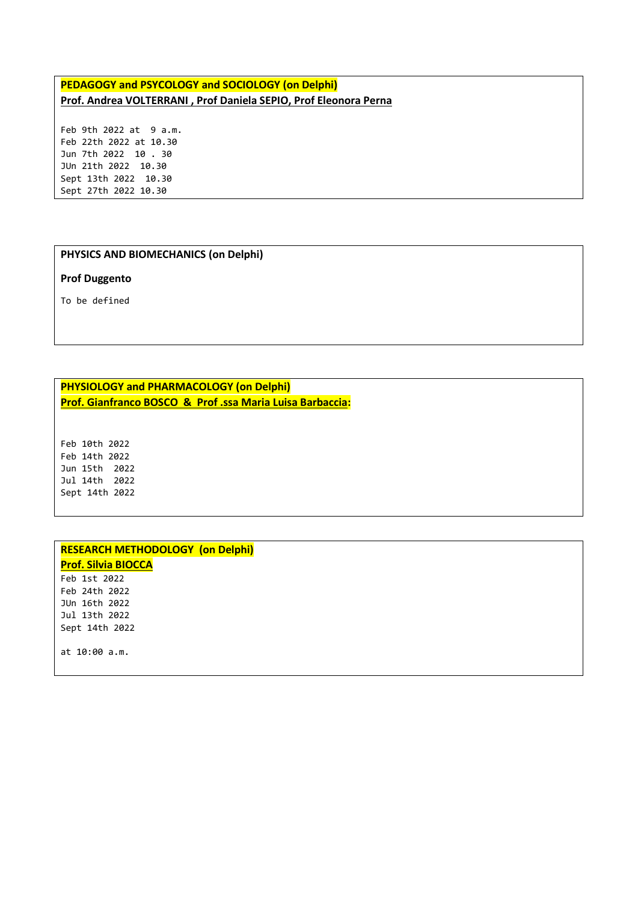**PEDAGOGY and PSYCOLOGY and SOCIOLOGY (on Delphi)**
**Prof. Andrea VOLTERRANI , Prof Daniela SEPIO, Prof Eleonora Perna**

Feb 9th 2022 at 9 a.m.
Feb 22th 2022 at 10.30
Jun 7th 2022 10 . 30
JUn 21th 2022 10.30
Sept 13th 2022 10.30
Sept 27th 2022 10.30

**PHYSICS AND BIOMECHANICS (on Delphi)**

**Prof Duggento**

To be defined

**PHYSIOLOGY and PHARMACOLOGY (on Delphi)**
**Prof. Gianfranco BOSCO & Prof .ssa Maria Luisa Barbaccia:**

Feb 10th 2022
Feb 14th 2022
Jun 15th 2022
Jul 14th 2022
Sept 14th 2022

**RESEARCH METHODOLOGY (on Delphi)**
**Prof. Silvia BIOCCA**

Feb 1st 2022
Feb 24th 2022
JUn 16th 2022
Jul 13th 2022
Sept 14th 2022

at 10:00 a.m.